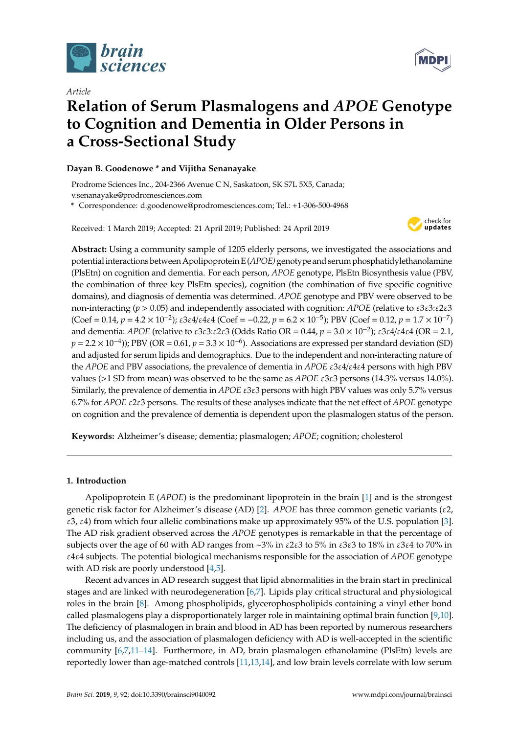*Article*

# Relation of Serum Plasmalogens and *APOE* Genotype to Cognition and Dementia in Older Persons in a Cross-Sectional Study

**Dayan B. Goodenowe * and Vijitha Senanayake**

Prodrome Sciences Inc., 204-2366 Avenue C N, Saskatoon, SK S7L 5X5, Canada; v.senanayake@prodromesciences.com

* Correspondence: d.goodenowe@prodromesciences.com; Tel.: +1-306-500-4968

Received: 1 March 2019; Accepted: 21 April 2019; Published: 24 April 2019

**Abstract:** Using a community sample of 1205 elderly persons, we investigated the associations and potential interactions between Apolipoprotein E (*APOE*) genotype and serum phosphatidylethanolamine (PlsEtn) on cognition and dementia. For each person, *APOE* genotype, PlsEtn Biosynthesis value (PBV, the combination of three key PlsEtn species), cognition (the combination of five specific cognitive domains), and diagnosis of dementia was determined. *APOE* genotype and PBV were observed to be non-interacting ($p > 0.05$) and independently associated with cognition: *APOE* (relative to ε3ε3:ε2ε3 (Coef = 0.14, $p = 4.2 \times 10^{-2}$); ε3ε4/ε4ε4 (Coef = −0.22, $p = 6.2 \times 10^{-5}$); PBV (Coef = 0.12, $p = 1.7 \times 10^{-7}$) and dementia: *APOE* (relative to ε3ε3:ε2ε3 (Odds Ratio OR = 0.44, $p = 3.0 \times 10^{-2}$); ε3ε4/ε4ε4 (OR = 2.1, $p = 2.2 \times 10^{-4}$)); PBV (OR = 0.61, $p = 3.3 \times 10^{-6}$). Associations are expressed per standard deviation (SD) and adjusted for serum lipids and demographics. Due to the independent and non-interacting nature of the *APOE* and PBV associations, the prevalence of dementia in *APOE* ε3ε4/ε4ε4 persons with high PBV values (>1 SD from mean) was observed to be the same as *APOE* ε3ε3 persons (14.3% versus 14.0%). Similarly, the prevalence of dementia in *APOE* ε3ε3 persons with high PBV values was only 5.7% versus 6.7% for *APOE* ε2ε3 persons. The results of these analyses indicate that the net effect of *APOE* genotype on cognition and the prevalence of dementia is dependent upon the plasmalogen status of the person.

**Keywords:** Alzheimer's disease; dementia; plasmalogen; *APOE*; cognition; cholesterol

## 1. Introduction

Apolipoprotein E (*APOE*) is the predominant lipoprotein in the brain [1] and is the strongest genetic risk factor for Alzheimer's disease (AD) [2]. *APOE* has three common genetic variants (ε2, ε3, ε4) from which four allelic combinations make up approximately 95% of the U.S. population [3]. The AD risk gradient observed across the *APOE* genotypes is remarkable in that the percentage of subjects over the age of 60 with AD ranges from ~3% in ε2ε3 to 5% in ε3ε3 to 18% in ε3ε4 to 70% in ε4ε4 subjects. The potential biological mechanisms responsible for the association of *APOE* genotype with AD risk are poorly understood [4,5].

Recent advances in AD research suggest that lipid abnormalities in the brain start in preclinical stages and are linked with neurodegeneration [6,7]. Lipids play critical structural and physiological roles in the brain [8]. Among phospholipids, glycerophospholipids containing a vinyl ether bond called plasmalogens play a disproportionately larger role in maintaining optimal brain function [9,10]. The deficiency of plasmalogen in brain and blood in AD has been reported by numerous researchers including us, and the association of plasmalogen deficiency with AD is well-accepted in the scientific community [6,7,11–14]. Furthermore, in AD, brain plasmalogen ethanolamine (PlsEtn) levels are reportedly lower than age-matched controls [11,13,14], and low brain levels correlate with low serum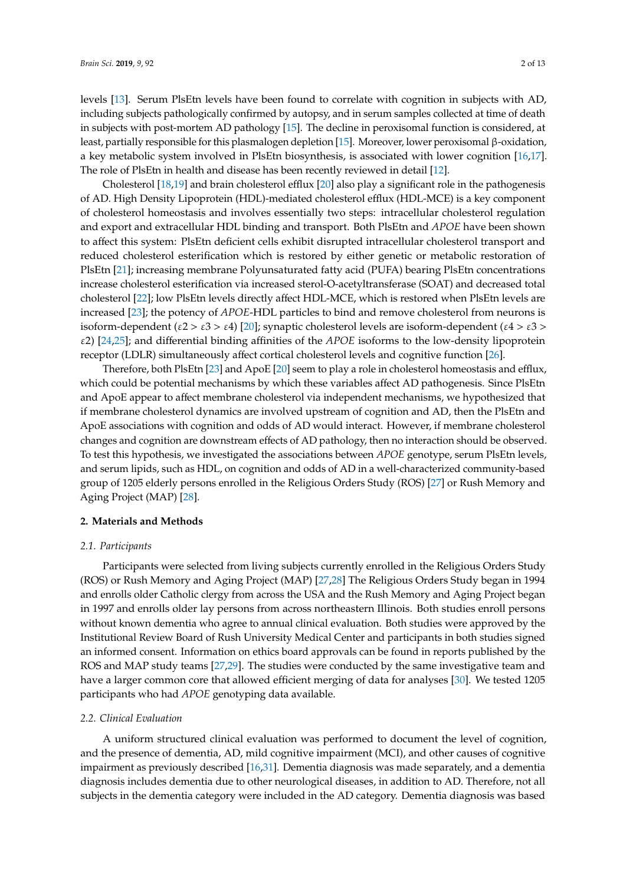levels [13]. Serum PlsEtn levels have been found to correlate with cognition in subjects with AD, including subjects pathologically confirmed by autopsy, and in serum samples collected at time of death in subjects with post-mortem AD pathology [15]. The decline in peroxisomal function is considered, at least, partially responsible for this plasmalogen depletion [15]. Moreover, lower peroxisomal β-oxidation, a key metabolic system involved in PlsEtn biosynthesis, is associated with lower cognition [16,17]. The role of PlsEtn in health and disease has been recently reviewed in detail [12].

Cholesterol [18,19] and brain cholesterol efflux [20] also play a significant role in the pathogenesis of AD. High Density Lipoprotein (HDL)-mediated cholesterol efflux (HDL-MCE) is a key component of cholesterol homeostasis and involves essentially two steps: intracellular cholesterol regulation and export and extracellular HDL binding and transport. Both PlsEtn and *APOE* have been shown to affect this system: PlsEtn deficient cells exhibit disrupted intracellular cholesterol transport and reduced cholesterol esterification which is restored by either genetic or metabolic restoration of PlsEtn [21]; increasing membrane Polyunsaturated fatty acid (PUFA) bearing PlsEtn concentrations increase cholesterol esterification via increased sterol-O-acetyltransferase (SOAT) and decreased total cholesterol [22]; low PlsEtn levels directly affect HDL-MCE, which is restored when PlsEtn levels are increased [23]; the potency of *APOE*-HDL particles to bind and remove cholesterol from neurons is isoform-dependent ($\varepsilon2 > \varepsilon3 > \varepsilon4$) [20]; synaptic cholesterol levels are isoform-dependent ($\varepsilon4 > \varepsilon3 > \varepsilon2$) [24,25]; and differential binding affinities of the *APOE* isoforms to the low-density lipoprotein receptor (LDLR) simultaneously affect cortical cholesterol levels and cognitive function [26].

Therefore, both PlsEtn [23] and ApoE [20] seem to play a role in cholesterol homeostasis and efflux, which could be potential mechanisms by which these variables affect AD pathogenesis. Since PlsEtn and ApoE appear to affect membrane cholesterol via independent mechanisms, we hypothesized that if membrane cholesterol dynamics are involved upstream of cognition and AD, then the PlsEtn and ApoE associations with cognition and odds of AD would interact. However, if membrane cholesterol changes and cognition are downstream effects of AD pathology, then no interaction should be observed. To test this hypothesis, we investigated the associations between *APOE* genotype, serum PlsEtn levels, and serum lipids, such as HDL, on cognition and odds of AD in a well-characterized community-based group of 1205 elderly persons enrolled in the Religious Orders Study (ROS) [27] or Rush Memory and Aging Project (MAP) [28].

## 2. Materials and Methods

### 2.1. Participants

Participants were selected from living subjects currently enrolled in the Religious Orders Study (ROS) or Rush Memory and Aging Project (MAP) [27,28] The Religious Orders Study began in 1994 and enrolls older Catholic clergy from across the USA and the Rush Memory and Aging Project began in 1997 and enrolls older lay persons from across northeastern Illinois. Both studies enroll persons without known dementia who agree to annual clinical evaluation. Both studies were approved by the Institutional Review Board of Rush University Medical Center and participants in both studies signed an informed consent. Information on ethics board approvals can be found in reports published by the ROS and MAP study teams [27,29]. The studies were conducted by the same investigative team and have a larger common core that allowed efficient merging of data for analyses [30]. We tested 1205 participants who had *APOE* genotyping data available.

### 2.2. Clinical Evaluation

A uniform structured clinical evaluation was performed to document the level of cognition, and the presence of dementia, AD, mild cognitive impairment (MCI), and other causes of cognitive impairment as previously described [16,31]. Dementia diagnosis was made separately, and a dementia diagnosis includes dementia due to other neurological diseases, in addition to AD. Therefore, not all subjects in the dementia category were included in the AD category. Dementia diagnosis was based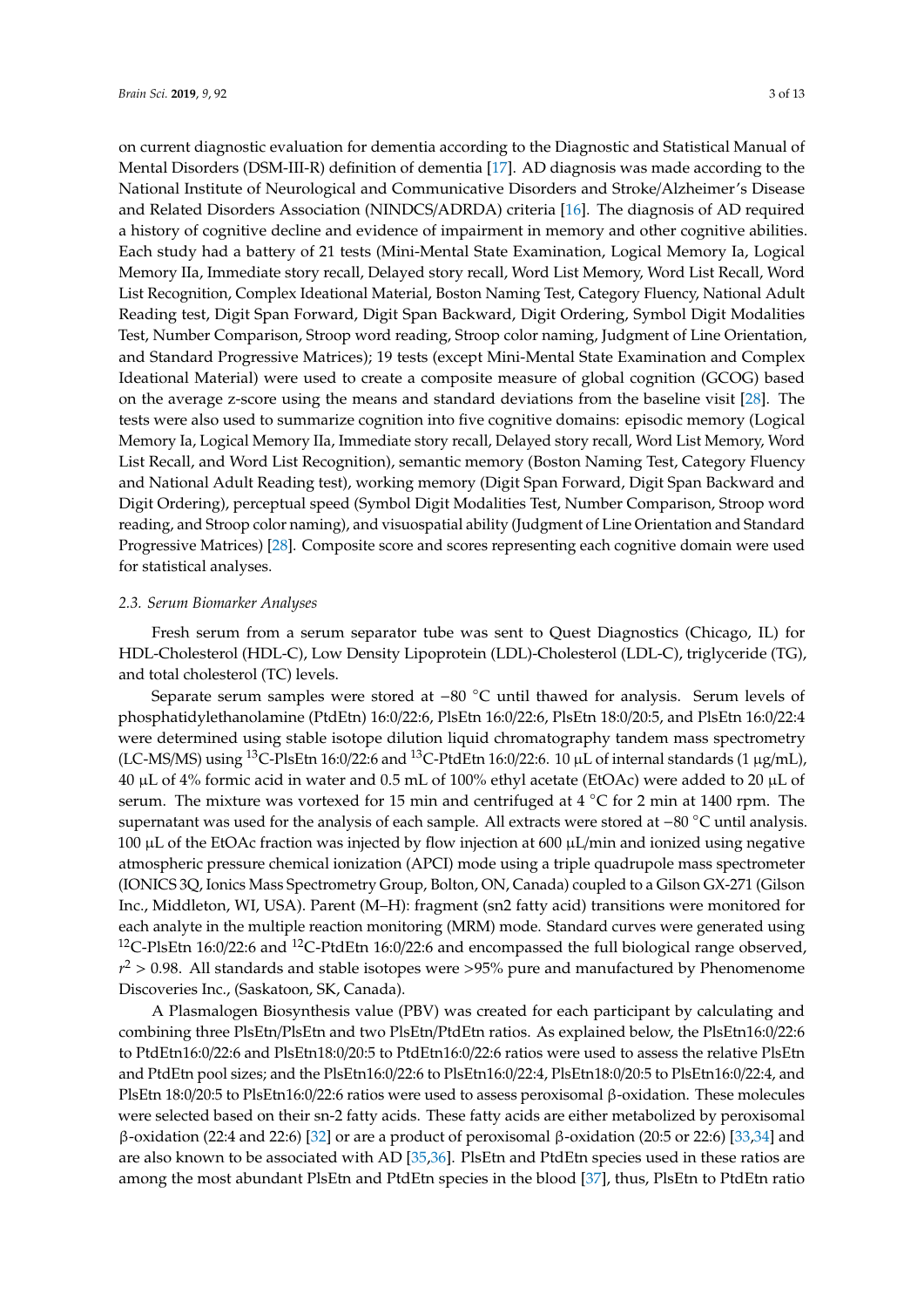on current diagnostic evaluation for dementia according to the Diagnostic and Statistical Manual of Mental Disorders (DSM-III-R) definition of dementia [17]. AD diagnosis was made according to the National Institute of Neurological and Communicative Disorders and Stroke/Alzheimer's Disease and Related Disorders Association (NINDCS/ADRDA) criteria [16]. The diagnosis of AD required a history of cognitive decline and evidence of impairment in memory and other cognitive abilities. Each study had a battery of 21 tests (Mini-Mental State Examination, Logical Memory Ia, Logical Memory IIa, Immediate story recall, Delayed story recall, Word List Memory, Word List Recall, Word List Recognition, Complex Ideational Material, Boston Naming Test, Category Fluency, National Adult Reading test, Digit Span Forward, Digit Span Backward, Digit Ordering, Symbol Digit Modalities Test, Number Comparison, Stroop word reading, Stroop color naming, Judgment of Line Orientation, and Standard Progressive Matrices); 19 tests (except Mini-Mental State Examination and Complex Ideational Material) were used to create a composite measure of global cognition (GCOG) based on the average z-score using the means and standard deviations from the baseline visit [28]. The tests were also used to summarize cognition into five cognitive domains: episodic memory (Logical Memory Ia, Logical Memory IIa, Immediate story recall, Delayed story recall, Word List Memory, Word List Recall, and Word List Recognition), semantic memory (Boston Naming Test, Category Fluency and National Adult Reading test), working memory (Digit Span Forward, Digit Span Backward and Digit Ordering), perceptual speed (Symbol Digit Modalities Test, Number Comparison, Stroop word reading, and Stroop color naming), and visuospatial ability (Judgment of Line Orientation and Standard Progressive Matrices) [28]. Composite score and scores representing each cognitive domain were used for statistical analyses.

### *2.3. Serum Biomarker Analyses*

Fresh serum from a serum separator tube was sent to Quest Diagnostics (Chicago, IL) for HDL-Cholesterol (HDL-C), Low Density Lipoprotein (LDL)-Cholesterol (LDL-C), triglyceride (TG), and total cholesterol (TC) levels.

Separate serum samples were stored at −80 °C until thawed for analysis. Serum levels of phosphatidylethanolamine (PtdEtn) 16:0/22:6, PlsEtn 16:0/22:6, PlsEtn 18:0/20:5, and PlsEtn 16:0/22:4 were determined using stable isotope dilution liquid chromatography tandem mass spectrometry (LC-MS/MS) using $^{13}$C-PlsEtn 16:0/22:6 and $^{13}$C-PtdEtn 16:0/22:6. 10 µL of internal standards (1 µg/mL), 40 µL of 4% formic acid in water and 0.5 mL of 100% ethyl acetate (EtOAc) were added to 20 µL of serum. The mixture was vortexed for 15 min and centrifuged at 4 °C for 2 min at 1400 rpm. The supernatant was used for the analysis of each sample. All extracts were stored at −80 °C until analysis. 100 µL of the EtOAc fraction was injected by flow injection at 600 µL/min and ionized using negative atmospheric pressure chemical ionization (APCI) mode using a triple quadrupole mass spectrometer (IONICS 3Q, Ionics Mass Spectrometry Group, Bolton, ON, Canada) coupled to a Gilson GX-271 (Gilson Inc., Middleton, WI, USA). Parent (M–H): fragment (sn2 fatty acid) transitions were monitored for each analyte in the multiple reaction monitoring (MRM) mode. Standard curves were generated using $^{12}$C-PlsEtn 16:0/22:6 and $^{12}$C-PtdEtn 16:0/22:6 and encompassed the full biological range observed, $r^2 > 0.98$. All standards and stable isotopes were >95% pure and manufactured by Phenomenome Discoveries Inc., (Saskatoon, SK, Canada).

A Plasmalogen Biosynthesis value (PBV) was created for each participant by calculating and combining three PlsEtn/PlsEtn and two PlsEtn/PtdEtn ratios. As explained below, the PlsEtn16:0/22:6 to PtdEtn16:0/22:6 and PlsEtn18:0/20:5 to PtdEtn16:0/22:6 ratios were used to assess the relative PlsEtn and PtdEtn pool sizes; and the PlsEtn16:0/22:6 to PlsEtn16:0/22:4, PlsEtn18:0/20:5 to PlsEtn16:0/22:4, and PlsEtn 18:0/20:5 to PlsEtn16:0/22:6 ratios were used to assess peroxisomal β-oxidation. These molecules were selected based on their sn-2 fatty acids. These fatty acids are either metabolized by peroxisomal β-oxidation (22:4 and 22:6) [32] or are a product of peroxisomal β-oxidation (20:5 or 22:6) [33,34] and are also known to be associated with AD [35,36]. PlsEtn and PtdEtn species used in these ratios are among the most abundant PlsEtn and PtdEtn species in the blood [37], thus, PlsEtn to PtdEtn ratio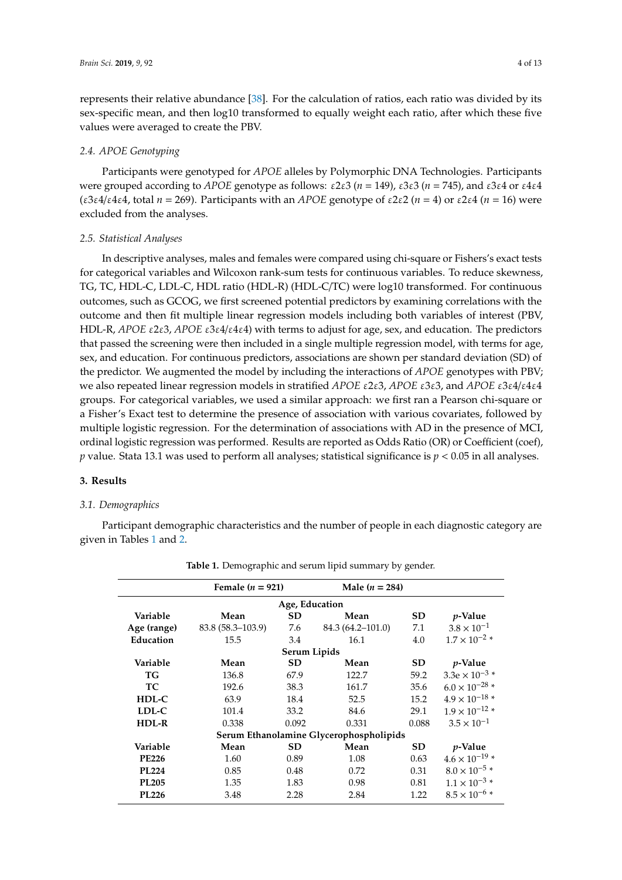represents their relative abundance [38]. For the calculation of ratios, each ratio was divided by its sex-specific mean, and then log10 transformed to equally weight each ratio, after which these five values were averaged to create the PBV.

### 2.4. APOE Genotyping

Participants were genotyped for *APOE* alleles by Polymorphic DNA Technologies. Participants were grouped according to *APOE* genotype as follows: ε2ε3 ($n$ = 149), ε3ε3 ($n$ = 745), and ε3ε4 or ε4ε4 (ε3ε4/ε4ε4, total $n$ = 269). Participants with an *APOE* genotype of ε2ε2 ($n$ = 4) or ε2ε4 ($n$ = 16) were excluded from the analyses.

### 2.5. Statistical Analyses

In descriptive analyses, males and females were compared using chi-square or Fishers's exact tests for categorical variables and Wilcoxon rank-sum tests for continuous variables. To reduce skewness, TG, TC, HDL-C, LDL-C, HDL ratio (HDL-R) (HDL-C/TC) were log10 transformed. For continuous outcomes, such as GCOG, we first screened potential predictors by examining correlations with the outcome and then fit multiple linear regression models including both variables of interest (PBV, HDL-R, *APOE* ε2ε3, *APOE* ε3ε4/ε4ε4) with terms to adjust for age, sex, and education. The predictors that passed the screening were then included in a single multiple regression model, with terms for age, sex, and education. For continuous predictors, associations are shown per standard deviation (SD) of the predictor. We augmented the model by including the interactions of *APOE* genotypes with PBV; we also repeated linear regression models in stratified *APOE* ε2ε3, *APOE* ε3ε3, and *APOE* ε3ε4/ε4ε4 groups. For categorical variables, we used a similar approach: we first ran a Pearson chi-square or a Fisher's Exact test to determine the presence of association with various covariates, followed by multiple logistic regression. For the determination of associations with AD in the presence of MCI, ordinal logistic regression was performed. Results are reported as Odds Ratio (OR) or Coefficient (coef), $p$ value. Stata 13.1 was used to perform all analyses; statistical significance is $p < 0.05$ in all analyses.

## 3. Results

### 3.1. Demographics

Participant demographic characteristics and the number of people in each diagnostic category are given in Tables 1 and 2.

**Table 1.** Demographic and serum lipid summary by gender.

| | Female ($n$ = 921) | | Male ($n$ = 284) | | |
|---|---|---|---|---|---|
| **Age, Education** | | | | | |
| **Variable** | **Mean** | **SD** | **Mean** | **SD** | **$p$-Value** |
| **Age (range)** | 83.8 (58.3–103.9) | 7.6 | 84.3 (64.2–101.0) | 7.1 | $3.8 \times 10^{-1}$ |
| **Education** | 15.5 | 3.4 | 16.1 | 4.0 | $1.7 \times 10^{-2}$ * |
| **Serum Lipids** | | | | | |
| **Variable** | **Mean** | **SD** | **Mean** | **SD** | **$p$-Value** |
| **TG** | 136.8 | 67.9 | 122.7 | 59.2 | $3.3\text{e} \times 10^{-3}$ * |
| **TC** | 192.6 | 38.3 | 161.7 | 35.6 | $6.0 \times 10^{-28}$ * |
| **HDL-C** | 63.9 | 18.4 | 52.5 | 15.2 | $4.9 \times 10^{-18}$ * |
| **LDL-C** | 101.4 | 33.2 | 84.6 | 29.1 | $1.9 \times 10^{-12}$ * |
| **HDL-R** | 0.338 | 0.092 | 0.331 | 0.088 | $3.5 \times 10^{-1}$ |
| **Serum Ethanolamine Glycerophospholipids** | | | | | |
| **Variable** | **Mean** | **SD** | **Mean** | **SD** | **$p$-Value** |
| **PE226** | 1.60 | 0.89 | 1.08 | 0.63 | $4.6 \times 10^{-19}$ * |
| **PL224** | 0.85 | 0.48 | 0.72 | 0.31 | $8.0 \times 10^{-5}$ * |
| **PL205** | 1.35 | 1.83 | 0.98 | 0.81 | $1.1 \times 10^{-3}$ * |
| **PL226** | 3.48 | 2.28 | 2.84 | 1.22 | $8.5 \times 10^{-6}$ * |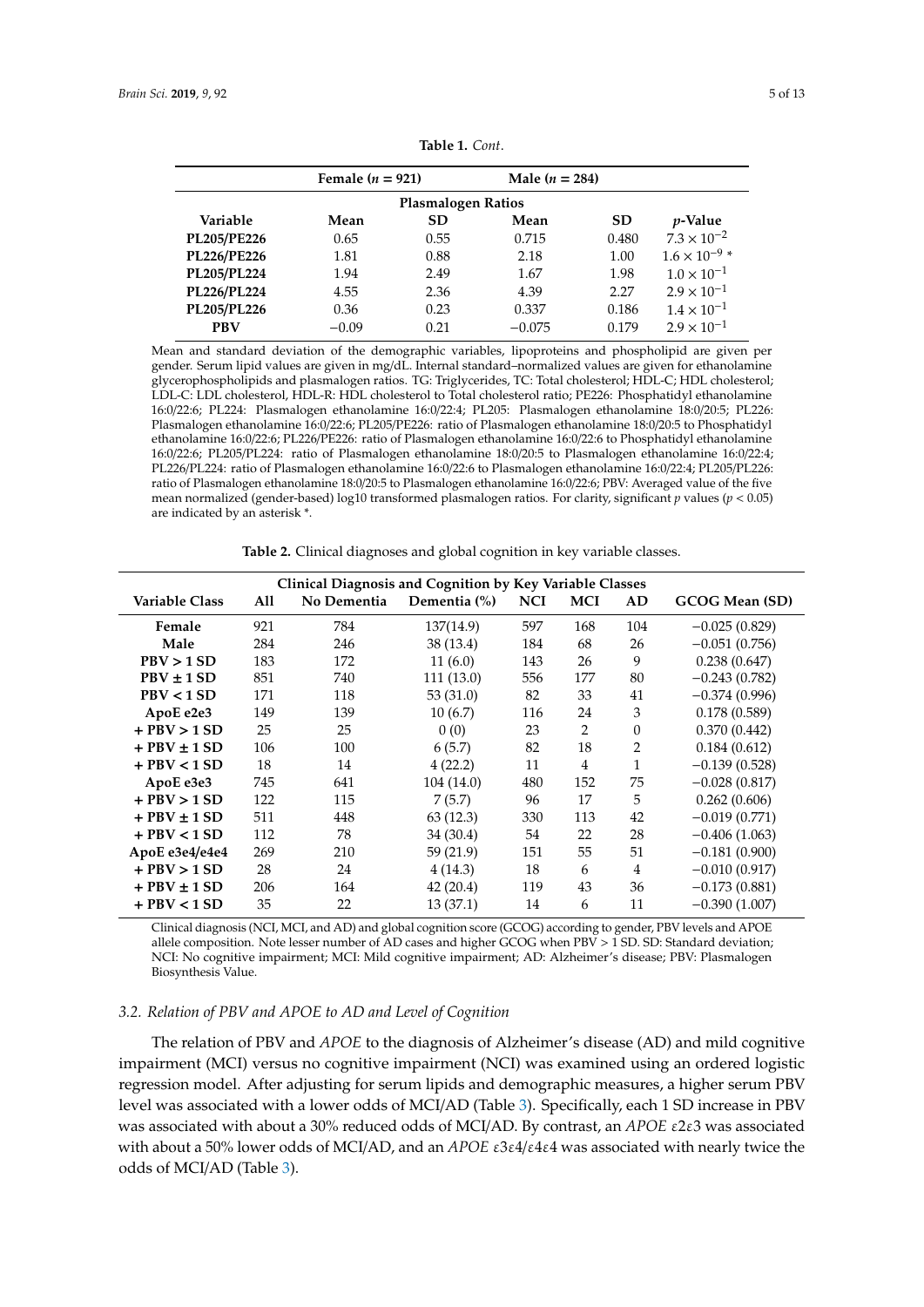**Table 1.** *Cont*.

| | Female ($n$ = 921) | | Male ($n$ = 284) | | |
|---|---|---|---|---|---|
| **Plasmalogen Ratios** | | | | | |
| **Variable** | **Mean** | **SD** | **Mean** | **SD** | ***p*-Value** |
| **PL205/PE226** | 0.65 | 0.55 | 0.715 | 0.480 | $7.3 \times 10^{-2}$ |
| **PL226/PE226** | 1.81 | 0.88 | 2.18 | 1.00 | $1.6 \times 10^{-9}$ * |
| **PL205/PL224** | 1.94 | 2.49 | 1.67 | 1.98 | $1.0 \times 10^{-1}$ |
| **PL226/PL224** | 4.55 | 2.36 | 4.39 | 2.27 | $2.9 \times 10^{-1}$ |
| **PL205/PL226** | 0.36 | 0.23 | 0.337 | 0.186 | $1.4 \times 10^{-1}$ |
| **PBV** | −0.09 | 0.21 | −0.075 | 0.179 | $2.9 \times 10^{-1}$ |

Mean and standard deviation of the demographic variables, lipoproteins and phospholipid are given per gender. Serum lipid values are given in mg/dL. Internal standard–normalized values are given for ethanolamine glycerophospholipids and plasmalogen ratios. TG: Triglycerides, TC: Total cholesterol; HDL-C; HDL cholesterol; LDL-C: LDL cholesterol, HDL-R: HDL cholesterol to Total cholesterol ratio; PE226: Phosphatidyl ethanolamine 16:0/22:6; PL224: Plasmalogen ethanolamine 16:0/22:4; PL205: Plasmalogen ethanolamine 18:0/20:5; PL226: Plasmalogen ethanolamine 16:0/22:6; PL205/PE226: ratio of Plasmalogen ethanolamine 18:0/20:5 to Phosphatidyl ethanolamine 16:0/22:6; PL226/PE226: ratio of Plasmalogen ethanolamine 16:0/22:6 to Phosphatidyl ethanolamine 16:0/22:6; PL205/PL224: ratio of Plasmalogen ethanolamine 18:0/20:5 to Plasmalogen ethanolamine 16:0/22:4; PL226/PL224: ratio of Plasmalogen ethanolamine 16:0/22:6 to Plasmalogen ethanolamine 16:0/22:4; PL205/PL226: ratio of Plasmalogen ethanolamine 18:0/20:5 to Plasmalogen ethanolamine 16:0/22:6; PBV: Averaged value of the five mean normalized (gender-based) log10 transformed plasmalogen ratios. For clarity, significant $p$ values ($p$ < 0.05) are indicated by an asterisk *.

**Table 2.** Clinical diagnoses and global cognition in key variable classes.

| **Clinical Diagnosis and Cognition by Key Variable Classes** | | | | | | | |
|---|---|---|---|---|---|---|---|
| **Variable Class** | **All** | **No Dementia** | **Dementia (%)** | **NCI** | **MCI** | **AD** | **GCOG Mean (SD)** |
| **Female** | 921 | 784 | 137(14.9) | 597 | 168 | 104 | −0.025 (0.829) |
| **Male** | 284 | 246 | 38 (13.4) | 184 | 68 | 26 | −0.051 (0.756) |
| **PBV > 1 SD** | 183 | 172 | 11 (6.0) | 143 | 26 | 9 | 0.238 (0.647) |
| **PBV ± 1 SD** | 851 | 740 | 111 (13.0) | 556 | 177 | 80 | −0.243 (0.782) |
| **PBV < 1 SD** | 171 | 118 | 53 (31.0) | 82 | 33 | 41 | −0.374 (0.996) |
| **ApoE e2e3** | 149 | 139 | 10 (6.7) | 116 | 24 | 3 | 0.178 (0.589) |
| **+ PBV > 1 SD** | 25 | 25 | 0 (0) | 23 | 2 | 0 | 0.370 (0.442) |
| **+ PBV ± 1 SD** | 106 | 100 | 6 (5.7) | 82 | 18 | 2 | 0.184 (0.612) |
| **+ PBV < 1 SD** | 18 | 14 | 4 (22.2) | 11 | 4 | 1 | −0.139 (0.528) |
| **ApoE e3e3** | 745 | 641 | 104 (14.0) | 480 | 152 | 75 | −0.028 (0.817) |
| **+ PBV > 1 SD** | 122 | 115 | 7 (5.7) | 96 | 17 | 5 | 0.262 (0.606) |
| **+ PBV ± 1 SD** | 511 | 448 | 63 (12.3) | 330 | 113 | 42 | −0.019 (0.771) |
| **+ PBV < 1 SD** | 112 | 78 | 34 (30.4) | 54 | 22 | 28 | −0.406 (1.063) |
| **ApoE e3e4/e4e4** | 269 | 210 | 59 (21.9) | 151 | 55 | 51 | −0.181 (0.900) |
| **+ PBV > 1 SD** | 28 | 24 | 4 (14.3) | 18 | 6 | 4 | −0.010 (0.917) |
| **+ PBV ± 1 SD** | 206 | 164 | 42 (20.4) | 119 | 43 | 36 | −0.173 (0.881) |
| **+ PBV < 1 SD** | 35 | 22 | 13 (37.1) | 14 | 6 | 11 | −0.390 (1.007) |

Clinical diagnosis (NCI, MCI, and AD) and global cognition score (GCOG) according to gender, PBV levels and APOE allele composition. Note lesser number of AD cases and higher GCOG when PBV > 1 SD. SD: Standard deviation; NCI: No cognitive impairment; MCI: Mild cognitive impairment; AD: Alzheimer's disease; PBV: Plasmalogen Biosynthesis Value.

### 3.2. Relation of PBV and APOE to AD and Level of Cognition

The relation of PBV and *APOE* to the diagnosis of Alzheimer's disease (AD) and mild cognitive impairment (MCI) versus no cognitive impairment (NCI) was examined using an ordered logistic regression model. After adjusting for serum lipids and demographic measures, a higher serum PBV level was associated with a lower odds of MCI/AD (Table 3). Specifically, each 1 SD increase in PBV was associated with about a 30% reduced odds of MCI/AD. By contrast, an *APOE* ε2ε3 was associated with about a 50% lower odds of MCI/AD, and an *APOE* ε3ε4/ε4ε4 was associated with nearly twice the odds of MCI/AD (Table 3).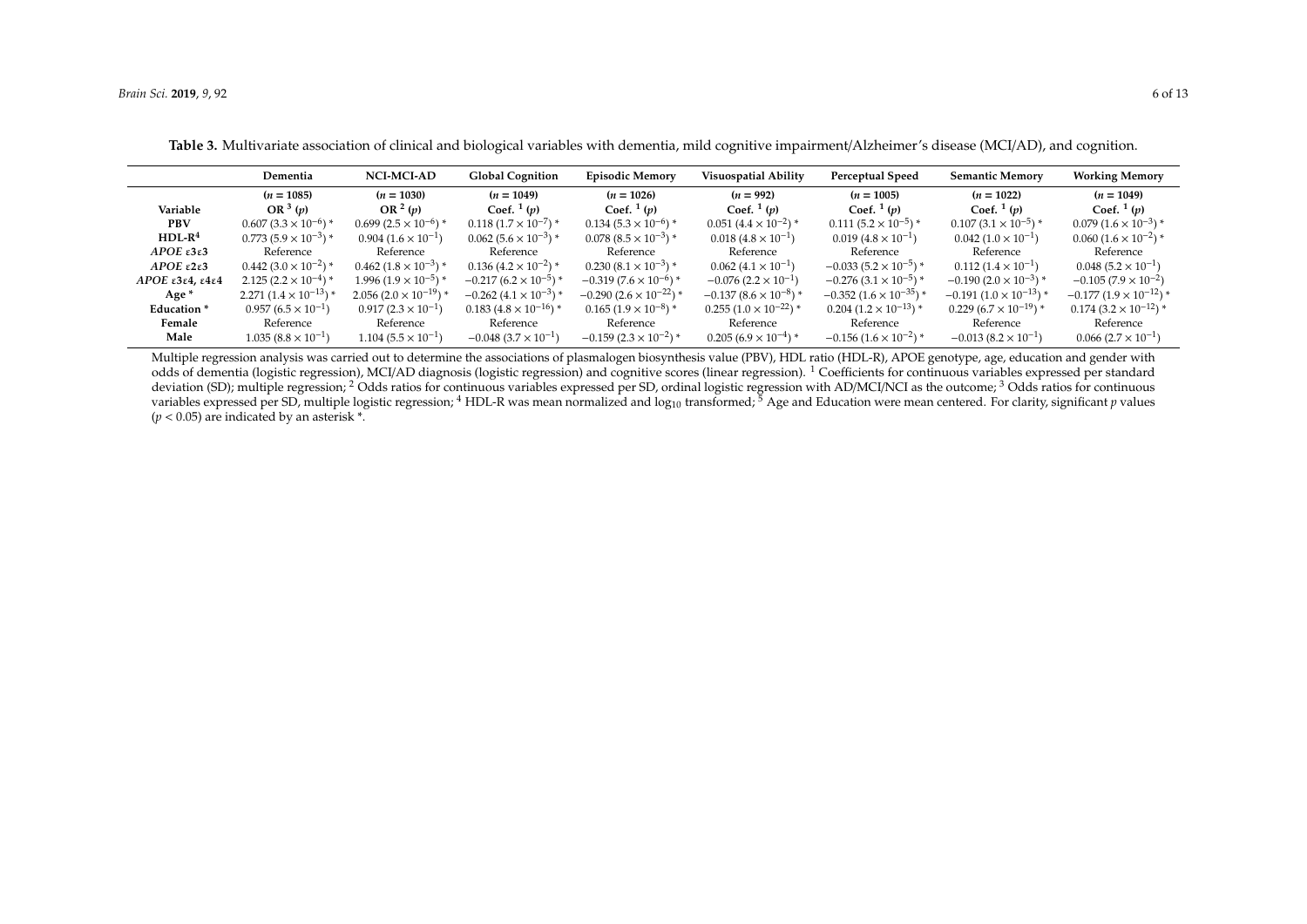**Table 3.** Multivariate association of clinical and biological variables with dementia, mild cognitive impairment/Alzheimer's disease (MCI/AD), and cognition.

| | Dementia | NCI-MCI-AD | Global Cognition | Episodic Memory | Visuospatial Ability | Perceptual Speed | Semantic Memory | Working Memory |
|---|---|---|---|---|---|---|---|---|
| | ($n = 1085$) | ($n = 1030$) | ($n = 1049$) | ($n = 1026$) | ($n = 992$) | ($n = 1005$) | ($n = 1022$) | ($n = 1049$) |
| **Variable** | **OR [3] (*p*)** | **OR [2] (*p*)** | **Coef. [1] (*p*)** | **Coef. [1] (*p*)** | **Coef. [1] (*p*)** | **Coef. [1] (*p*)** | **Coef. [1] (*p*)** | **Coef. [1] (*p*)** |
| **PBV** | 0.607 ($3.3 \times 10^{-6}$) * | 0.699 ($2.5 \times 10^{-6}$) * | 0.118 ($1.7 \times 10^{-7}$) * | 0.134 ($5.3 \times 10^{-6}$) * | 0.051 ($4.4 \times 10^{-2}$) * | 0.111 ($5.2 \times 10^{-5}$) * | 0.107 ($3.1 \times 10^{-5}$) * | 0.079 ($1.6 \times 10^{-3}$) * |
| **HDL-R[4]** | 0.773 ($5.9 \times 10^{-3}$) * | 0.904 ($1.6 \times 10^{-1}$) | 0.062 ($5.6 \times 10^{-3}$) * | 0.078 ($8.5 \times 10^{-3}$) * | 0.018 ($4.8 \times 10^{-1}$) | 0.019 ($4.8 \times 10^{-1}$) | 0.042 ($1.0 \times 10^{-1}$) | 0.060 ($1.6 \times 10^{-2}$) * |
| ***APOE* ε3ε3** | Reference | Reference | Reference | Reference | Reference | Reference | Reference | Reference |
| ***APOE* ε2ε3** | 0.442 ($3.0 \times 10^{-2}$) * | 0.462 ($1.8 \times 10^{-3}$) * | 0.136 ($4.2 \times 10^{-2}$) * | 0.230 ($8.1 \times 10^{-3}$) * | 0.062 ($4.1 \times 10^{-1}$) | −0.033 ($5.2 \times 10^{-5}$) * | 0.112 ($1.4 \times 10^{-1}$) | 0.048 ($5.2 \times 10^{-1}$) |
| ***APOE* ε3ε4, ε4ε4** | 2.125 ($2.2 \times 10^{-4}$) * | 1.996 ($1.9 \times 10^{-5}$) * | −0.217 ($6.2 \times 10^{-5}$) * | −0.319 ($7.6 \times 10^{-6}$) * | −0.076 ($2.2 \times 10^{-1}$) | −0.276 ($3.1 \times 10^{-5}$) * | −0.190 ($2.0 \times 10^{-3}$) * | −0.105 ($7.9 \times 10^{-2}$) |
| **Age [5]** | 2.271 ($1.4 \times 10^{-13}$) * | 2.056 ($2.0 \times 10^{-19}$) * | −0.262 ($4.1 \times 10^{-3}$) * | −0.290 ($2.6 \times 10^{-22}$) * | −0.137 ($8.6 \times 10^{-8}$) * | −0.352 ($1.6 \times 10^{-35}$) * | −0.191 ($1.0 \times 10^{-13}$) * | −0.177 ($1.9 \times 10^{-12}$) * |
| **Education [5]** | 0.957 ($6.5 \times 10^{-1}$) | 0.917 ($2.3 \times 10^{-1}$) | 0.183 ($4.8 \times 10^{-16}$) * | 0.165 ($1.9 \times 10^{-8}$) * | 0.255 ($1.0 \times 10^{-22}$) * | 0.204 ($1.2 \times 10^{-13}$) * | 0.229 ($6.7 \times 10^{-19}$) * | 0.174 ($3.2 \times 10^{-12}$) * |
| **Female** | Reference | Reference | Reference | Reference | Reference | Reference | Reference | Reference |
| **Male** | 1.035 ($8.8 \times 10^{-1}$) | 1.104 ($5.5 \times 10^{-1}$) | −0.048 ($3.7 \times 10^{-1}$) | −0.159 ($2.3 \times 10^{-2}$) * | 0.205 ($6.9 \times 10^{-4}$) * | −0.156 ($1.6 \times 10^{-2}$) * | −0.013 ($8.2 \times 10^{-1}$) | 0.066 ($2.7 \times 10^{-1}$) |

Multiple regression analysis was carried out to determine the associations of plasmalogen biosynthesis value (PBV), HDL ratio (HDL-R), APOE genotype, age, education and gender with odds of dementia (logistic regression), MCI/AD diagnosis (logistic regression) and cognitive scores (linear regression). [1] Coefficients for continuous variables expressed per standard deviation (SD); multiple regression; [2] Odds ratios for continuous variables expressed per SD, ordinal logistic regression with AD/MCI/NCI as the outcome; [3] Odds ratios for continuous variables expressed per SD, multiple logistic regression; [4] HDL-R was mean normalized and $\log_{10}$ transformed; [5] Age and Education were mean centered. For clarity, significant *p* values ($p < 0.05$) are indicated by an asterisk *.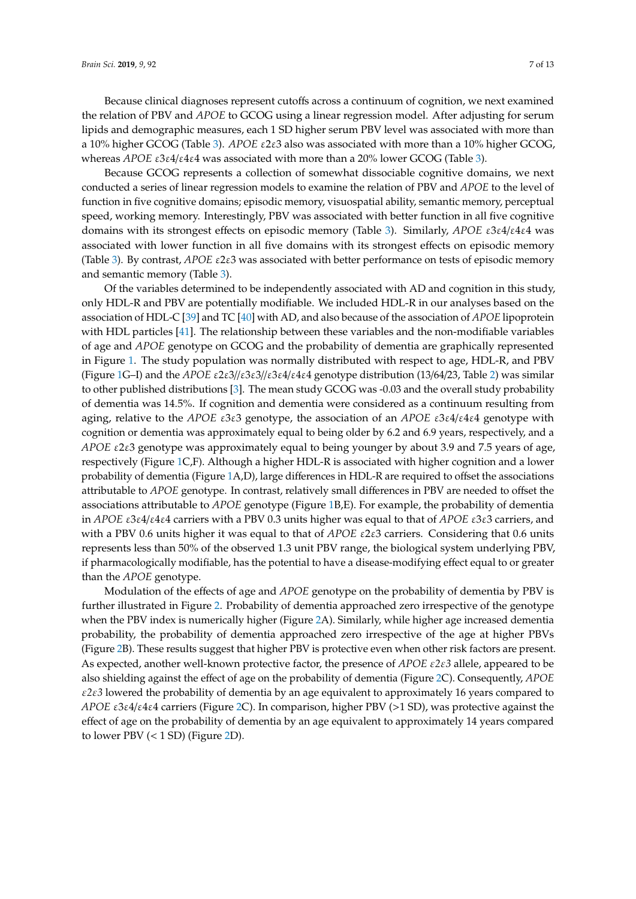Because clinical diagnoses represent cutoffs across a continuum of cognition, we next examined the relation of PBV and *APOE* to GCOG using a linear regression model. After adjusting for serum lipids and demographic measures, each 1 SD higher serum PBV level was associated with more than a 10% higher GCOG (Table 3). *APOE* ε2ε3 also was associated with more than a 10% higher GCOG, whereas *APOE* ε3ε4/ε4ε4 was associated with more than a 20% lower GCOG (Table 3).

Because GCOG represents a collection of somewhat dissociable cognitive domains, we next conducted a series of linear regression models to examine the relation of PBV and *APOE* to the level of function in five cognitive domains; episodic memory, visuospatial ability, semantic memory, perceptual speed, working memory. Interestingly, PBV was associated with better function in all five cognitive domains with its strongest effects on episodic memory (Table 3). Similarly, *APOE* ε3ε4/ε4ε4 was associated with lower function in all five domains with its strongest effects on episodic memory (Table 3). By contrast, *APOE* ε2ε3 was associated with better performance on tests of episodic memory and semantic memory (Table 3).

Of the variables determined to be independently associated with AD and cognition in this study, only HDL-R and PBV are potentially modifiable. We included HDL-R in our analyses based on the association of HDL-C [39] and TC [40] with AD, and also because of the association of *APOE* lipoprotein with HDL particles [41]. The relationship between these variables and the non-modifiable variables of age and *APOE* genotype on GCOG and the probability of dementia are graphically represented in Figure 1. The study population was normally distributed with respect to age, HDL-R, and PBV (Figure 1G–I) and the *APOE* ε2ε3//ε3ε3//ε3ε4/ε4ε4 genotype distribution (13/64/23, Table 2) was similar to other published distributions [3]. The mean study GCOG was -0.03 and the overall study probability of dementia was 14.5%. If cognition and dementia were considered as a continuum resulting from aging, relative to the *APOE* ε3ε3 genotype, the association of an *APOE* ε3ε4/ε4ε4 genotype with cognition or dementia was approximately equal to being older by 6.2 and 6.9 years, respectively, and a *APOE* ε2ε3 genotype was approximately equal to being younger by about 3.9 and 7.5 years of age, respectively (Figure 1C,F). Although a higher HDL-R is associated with higher cognition and a lower probability of dementia (Figure 1A,D), large differences in HDL-R are required to offset the associations attributable to *APOE* genotype. In contrast, relatively small differences in PBV are needed to offset the associations attributable to *APOE* genotype (Figure 1B,E). For example, the probability of dementia in *APOE* ε3ε4/ε4ε4 carriers with a PBV 0.3 units higher was equal to that of *APOE* ε3ε3 carriers, and with a PBV 0.6 units higher it was equal to that of *APOE* ε2ε3 carriers. Considering that 0.6 units represents less than 50% of the observed 1.3 unit PBV range, the biological system underlying PBV, if pharmacologically modifiable, has the potential to have a disease-modifying effect equal to or greater than the *APOE* genotype.

Modulation of the effects of age and *APOE* genotype on the probability of dementia by PBV is further illustrated in Figure 2. Probability of dementia approached zero irrespective of the genotype when the PBV index is numerically higher (Figure 2A). Similarly, while higher age increased dementia probability, the probability of dementia approached zero irrespective of the age at higher PBVs (Figure 2B). These results suggest that higher PBV is protective even when other risk factors are present. As expected, another well-known protective factor, the presence of *APOE ε2ε3* allele, appeared to be also shielding against the effect of age on the probability of dementia (Figure 2C). Consequently, *APOE ε2ε3* lowered the probability of dementia by an age equivalent to approximately 16 years compared to *APOE* ε3ε4/ε4ε4 carriers (Figure 2C). In comparison, higher PBV (>1 SD), was protective against the effect of age on the probability of dementia by an age equivalent to approximately 14 years compared to lower PBV (< 1 SD) (Figure 2D).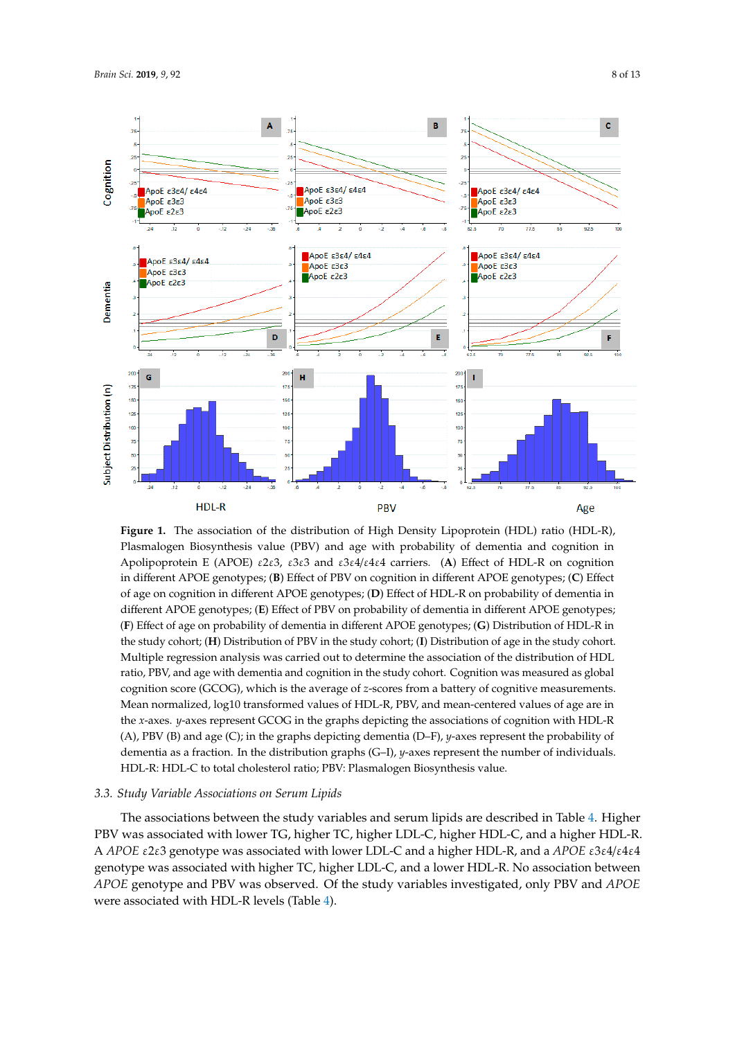**Figure 1.** The association of the distribution of High Density Lipoprotein (HDL) ratio (HDL-R), Plasmalogen Biosynthesis value (PBV) and age with probability of dementia and cognition in Apolipoprotein E (APOE) ε2ε3, ε3ε3 and ε3ε4/ε4ε4 carriers. (**A**) Effect of HDL-R on cognition in different APOE genotypes; (**B**) Effect of PBV on cognition in different APOE genotypes; (**C**) Effect of age on cognition in different APOE genotypes; (**D**) Effect of HDL-R on probability of dementia in different APOE genotypes; (**E**) Effect of PBV on probability of dementia in different APOE genotypes; (**F**) Effect of age on probability of dementia in different APOE genotypes; (**G**) Distribution of HDL-R in the study cohort; (**H**) Distribution of PBV in the study cohort; (**I**) Distribution of age in the study cohort. Multiple regression analysis was carried out to determine the association of the distribution of HDL ratio, PBV, and age with dementia and cognition in the study cohort. Cognition was measured as global cognition score (GCOG), which is the average of $z$-scores from a battery of cognitive measurements. Mean normalized, log10 transformed values of HDL-R, PBV, and mean-centered values of age are in the $x$-axes. $y$-axes represent GCOG in the graphs depicting the associations of cognition with HDL-R (A), PBV (B) and age (C); in the graphs depicting dementia (D–F), $y$-axes represent the probability of dementia as a fraction. In the distribution graphs (G–I), $y$-axes represent the number of individuals. HDL-R: HDL-C to total cholesterol ratio; PBV: Plasmalogen Biosynthesis value.

### *3.3. Study Variable Associations on Serum Lipids*

The associations between the study variables and serum lipids are described in Table 4. Higher PBV was associated with lower TG, higher TC, higher LDL-C, higher HDL-C, and a higher HDL-R. A *APOE* ε2ε3 genotype was associated with lower LDL-C and a higher HDL-R, and a *APOE* ε3ε4/ε4ε4 genotype was associated with higher TC, higher LDL-C, and a lower HDL-R. No association between *APOE* genotype and PBV was observed. Of the study variables investigated, only PBV and *APOE* were associated with HDL-R levels (Table 4).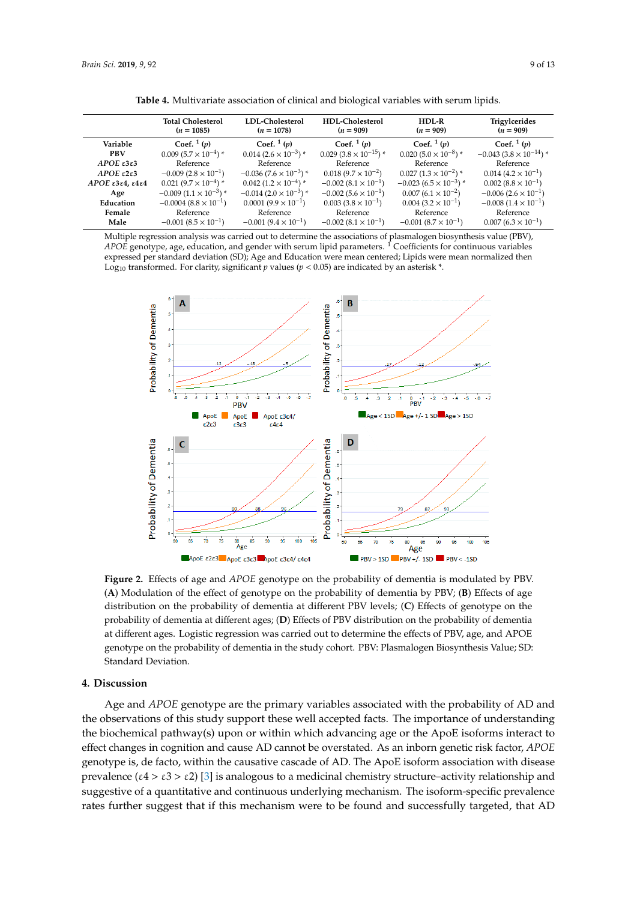**Table 4.** Multivariate association of clinical and biological variables with serum lipids.

| | Total Cholesterol ($n$ = 1085) | LDL-Cholesterol ($n$ = 1078) | HDL-Cholesterol ($n$ = 909) | HDL-R ($n$ = 909) | Trigylcerides ($n$ = 909) |
|---|---|---|---|---|---|
| **Variable** | **Coef.** [1] **($p$)** | **Coef.** [1] **($p$)** | **Coef.** [1] **($p$)** | **Coef.** [1] **($p$)** | **Coef.** [1] **($p$)** |
| **PBV** | 0.009 ($5.7 \times 10^{-4}$) * | 0.014 ($2.6 \times 10^{-3}$) * | 0.029 ($3.8 \times 10^{-15}$) * | 0.020 ($5.0 \times 10^{-8}$) * | −0.043 ($3.8 \times 10^{-14}$) * |
| ***APOE* ε3ε3** | Reference | Reference | Reference | Reference | Reference |
| ***APOE* ε2ε3** | −0.009 ($2.8 \times 10^{-1}$) | −0.036 ($7.6 \times 10^{-3}$) * | 0.018 ($9.7 \times 10^{-2}$) | 0.027 ($1.3 \times 10^{-2}$) * | 0.014 ($4.2 \times 10^{-1}$) |
| ***APOE* ε3ε4, ε4ε4** | 0.021 ($9.7 \times 10^{-4}$) * | 0.042 ($1.2 \times 10^{-4}$) * | −0.002 ($8.1 \times 10^{-1}$) | −0.023 ($6.5 \times 10^{-3}$) * | 0.002 ($8.8 \times 10^{-1}$) |
| **Age** | −0.009 ($1.1 \times 10^{-3}$) * | −0.014 ($2.0 \times 10^{-3}$) * | −0.002 ($5.6 \times 10^{-1}$) | 0.007 ($6.1 \times 10^{-2}$) | −0.006 ($2.6 \times 10^{-1}$) |
| **Education** | −0.0004 ($8.8 \times 10^{-1}$) | 0.0001 ($9.9 \times 10^{-1}$) | 0.003 ($3.8 \times 10^{-1}$) | 0.004 ($3.2 \times 10^{-1}$) | −0.008 ($1.4 \times 10^{-1}$) |
| **Female** | Reference | Reference | Reference | Reference | Reference |
| **Male** | −0.001 ($8.5 \times 10^{-1}$) | −0.001 ($9.4 \times 10^{-1}$) | −0.002 ($8.1 \times 10^{-1}$) | −0.001 ($8.7 \times 10^{-1}$) | 0.007 ($6.3 \times 10^{-1}$) |

Multiple regression analysis was carried out to determine the associations of plasmalogen biosynthesis value (PBV), *APOE* genotype, age, education, and gender with serum lipid parameters. [1] Coefficients for continuous variables expressed per standard deviation (SD); Age and Education were mean centered; Lipids were mean normalized then $Log_{10}$ transformed. For clarity, significant $p$ values ($p < 0.05$) are indicated by an asterisk *.

**Figure 2.** Effects of age and *APOE* genotype on the probability of dementia is modulated by PBV. (**A**) Modulation of the effect of genotype on the probability of dementia by PBV; (**B**) Effects of age distribution on the probability of dementia at different PBV levels; (**C**) Effects of genotype on the probability of dementia at different ages; (**D**) Effects of PBV distribution on the probability of dementia at different ages. Logistic regression was carried out to determine the effects of PBV, age, and APOE genotype on the probability of dementia in the study cohort. PBV: Plasmalogen Biosynthesis Value; SD: Standard Deviation.

## 4. Discussion

Age and *APOE* genotype are the primary variables associated with the probability of AD and the observations of this study support these well accepted facts. The importance of understanding the biochemical pathway(s) upon or within which advancing age or the ApoE isoforms interact to effect changes in cognition and cause AD cannot be overstated. As an inborn genetic risk factor, *APOE* genotype is, de facto, within the causative cascade of AD. The ApoE isoform association with disease prevalence (ε4 > ε3 > ε2) [3] is analogous to a medicinal chemistry structure–activity relationship and suggestive of a quantitative and continuous underlying mechanism. The isoform-specific prevalence rates further suggest that if this mechanism were to be found and successfully targeted, that AD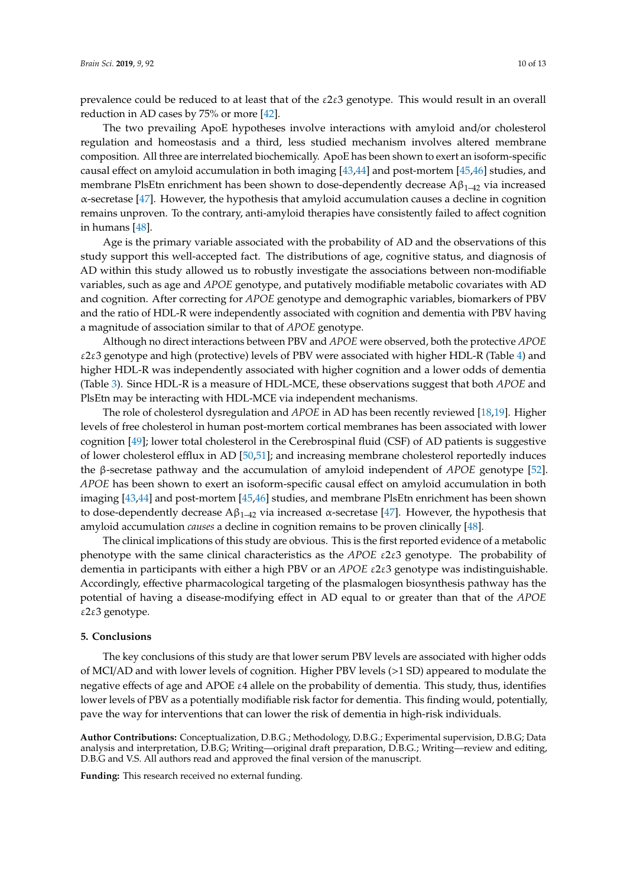prevalence could be reduced to at least that of the ε2ε3 genotype. This would result in an overall reduction in AD cases by 75% or more [42].

The two prevailing ApoE hypotheses involve interactions with amyloid and/or cholesterol regulation and homeostasis and a third, less studied mechanism involves altered membrane composition. All three are interrelated biochemically. ApoE has been shown to exert an isoform-specific causal effect on amyloid accumulation in both imaging [43,44] and post-mortem [45,46] studies, and membrane PlsEtn enrichment has been shown to dose-dependently decrease $A\beta_{1-42}$ via increased α-secretase [47]. However, the hypothesis that amyloid accumulation causes a decline in cognition remains unproven. To the contrary, anti-amyloid therapies have consistently failed to affect cognition in humans [48].

Age is the primary variable associated with the probability of AD and the observations of this study support this well-accepted fact. The distributions of age, cognitive status, and diagnosis of AD within this study allowed us to robustly investigate the associations between non-modifiable variables, such as age and *APOE* genotype, and putatively modifiable metabolic covariates with AD and cognition. After correcting for *APOE* genotype and demographic variables, biomarkers of PBV and the ratio of HDL-R were independently associated with cognition and dementia with PBV having a magnitude of association similar to that of *APOE* genotype.

Although no direct interactions between PBV and *APOE* were observed, both the protective *APOE* ε2ε3 genotype and high (protective) levels of PBV were associated with higher HDL-R (Table 4) and higher HDL-R was independently associated with higher cognition and a lower odds of dementia (Table 3). Since HDL-R is a measure of HDL-MCE, these observations suggest that both *APOE* and PlsEtn may be interacting with HDL-MCE via independent mechanisms.

The role of cholesterol dysregulation and *APOE* in AD has been recently reviewed [18,19]. Higher levels of free cholesterol in human post-mortem cortical membranes has been associated with lower cognition [49]; lower total cholesterol in the Cerebrospinal fluid (CSF) of AD patients is suggestive of lower cholesterol efflux in AD [50,51]; and increasing membrane cholesterol reportedly induces the β-secretase pathway and the accumulation of amyloid independent of *APOE* genotype [52]. *APOE* has been shown to exert an isoform-specific causal effect on amyloid accumulation in both imaging [43,44] and post-mortem [45,46] studies, and membrane PlsEtn enrichment has been shown to dose-dependently decrease $A\beta_{1-42}$ via increased α-secretase [47]. However, the hypothesis that amyloid accumulation *causes* a decline in cognition remains to be proven clinically [48].

The clinical implications of this study are obvious. This is the first reported evidence of a metabolic phenotype with the same clinical characteristics as the *APOE* ε2ε3 genotype. The probability of dementia in participants with either a high PBV or an *APOE* ε2ε3 genotype was indistinguishable. Accordingly, effective pharmacological targeting of the plasmalogen biosynthesis pathway has the potential of having a disease-modifying effect in AD equal to or greater than that of the *APOE* ε2ε3 genotype.

## 5. Conclusions

The key conclusions of this study are that lower serum PBV levels are associated with higher odds of MCI/AD and with lower levels of cognition. Higher PBV levels (>1 SD) appeared to modulate the negative effects of age and APOE ε4 allele on the probability of dementia. This study, thus, identifies lower levels of PBV as a potentially modifiable risk factor for dementia. This finding would, potentially, pave the way for interventions that can lower the risk of dementia in high-risk individuals.

**Author Contributions:** Conceptualization, D.B.G.; Methodology, D.B.G.; Experimental supervision, D.B.G; Data analysis and interpretation, D.B.G; Writing—original draft preparation, D.B.G.; Writing—review and editing, D.B.G and V.S. All authors read and approved the final version of the manuscript.

**Funding:** This research received no external funding.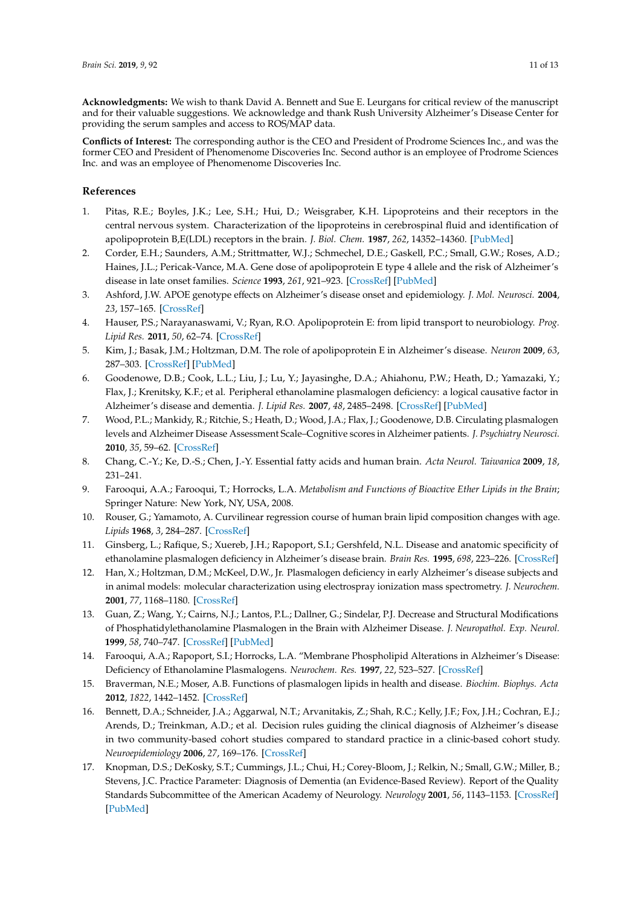**Acknowledgments:** We wish to thank David A. Bennett and Sue E. Leurgans for critical review of the manuscript and for their valuable suggestions. We acknowledge and thank Rush University Alzheimer's Disease Center for providing the serum samples and access to ROS/MAP data.

**Conflicts of Interest:** The corresponding author is the CEO and President of Prodrome Sciences Inc., and was the former CEO and President of Phenomenome Discoveries Inc. Second author is an employee of Prodrome Sciences Inc. and was an employee of Phenomenome Discoveries Inc.

## References

1. Pitas, R.E.; Boyles, J.K.; Lee, S.H.; Hui, D.; Weisgraber, K.H. Lipoproteins and their receptors in the central nervous system. Characterization of the lipoproteins in cerebrospinal fluid and identification of apolipoprotein B,E(LDL) receptors in the brain. *J. Biol. Chem.* **1987**, *262*, 14352–14360. [PubMed]
2. Corder, E.H.; Saunders, A.M.; Strittmatter, W.J.; Schmechel, D.E.; Gaskell, P.C.; Small, G.W.; Roses, A.D.; Haines, J.L.; Pericak-Vance, M.A. Gene dose of apolipoprotein E type 4 allele and the risk of Alzheimer's disease in late onset families. *Science* **1993**, *261*, 921–923. [CrossRef] [PubMed]
3. Ashford, J.W. APOE genotype effects on Alzheimer's disease onset and epidemiology. *J. Mol. Neurosci.* **2004**, *23*, 157–165. [CrossRef]
4. Hauser, P.S.; Narayanaswami, V.; Ryan, R.O. Apolipoprotein E: from lipid transport to neurobiology. *Prog. Lipid Res.* **2011**, *50*, 62–74. [CrossRef]
5. Kim, J.; Basak, J.M.; Holtzman, D.M. The role of apolipoprotein E in Alzheimer's disease. *Neuron* **2009**, *63*, 287–303. [CrossRef] [PubMed]
6. Goodenowe, D.B.; Cook, L.L.; Liu, J.; Lu, Y.; Jayasinghe, D.A.; Ahiahonu, P.W.; Heath, D.; Yamazaki, Y.; Flax, J.; Krenitsky, K.F.; et al. Peripheral ethanolamine plasmalogen deficiency: a logical causative factor in Alzheimer's disease and dementia. *J. Lipid Res.* **2007**, *48*, 2485–2498. [CrossRef] [PubMed]
7. Wood, P.L.; Mankidy, R.; Ritchie, S.; Heath, D.; Wood, J.A.; Flax, J.; Goodenowe, D.B. Circulating plasmalogen levels and Alzheimer Disease Assessment Scale–Cognitive scores in Alzheimer patients. *J. Psychiatry Neurosci.* **2010**, *35*, 59–62. [CrossRef]
8. Chang, C.-Y.; Ke, D.-S.; Chen, J.-Y. Essential fatty acids and human brain. *Acta Neurol. Taiwanica* **2009**, *18*, 231–241.
9. Farooqui, A.A.; Farooqui, T.; Horrocks, L.A. *Metabolism and Functions of Bioactive Ether Lipids in the Brain*; Springer Nature: New York, NY, USA, 2008.
10. Rouser, G.; Yamamoto, A. Curvilinear regression course of human brain lipid composition changes with age. *Lipids* **1968**, *3*, 284–287. [CrossRef]
11. Ginsberg, L.; Rafique, S.; Xuereb, J.H.; Rapoport, S.I.; Gershfeld, N.L. Disease and anatomic specificity of ethanolamine plasmalogen deficiency in Alzheimer's disease brain. *Brain Res.* **1995**, *698*, 223–226. [CrossRef]
12. Han, X.; Holtzman, D.M.; McKeel, D.W., Jr. Plasmalogen deficiency in early Alzheimer's disease subjects and in animal models: molecular characterization using electrospray ionization mass spectrometry. *J. Neurochem.* **2001**, *77*, 1168–1180. [CrossRef]
13. Guan, Z.; Wang, Y.; Cairns, N.J.; Lantos, P.L.; Dallner, G.; Sindelar, P.J. Decrease and Structural Modifications of Phosphatidylethanolamine Plasmalogen in the Brain with Alzheimer Disease. *J. Neuropathol. Exp. Neurol.* **1999**, *58*, 740–747. [CrossRef] [PubMed]
14. Farooqui, A.A.; Rapoport, S.I.; Horrocks, L.A. "Membrane Phospholipid Alterations in Alzheimer's Disease: Deficiency of Ethanolamine Plasmalogens. *Neurochem. Res.* **1997**, *22*, 523–527. [CrossRef]
15. Braverman, N.E.; Moser, A.B. Functions of plasmalogen lipids in health and disease. *Biochim. Biophys. Acta* **2012**, *1822*, 1442–1452. [CrossRef]
16. Bennett, D.A.; Schneider, J.A.; Aggarwal, N.T.; Arvanitakis, Z.; Shah, R.C.; Kelly, J.F.; Fox, J.H.; Cochran, E.J.; Arends, D.; Treinkman, A.D.; et al. Decision rules guiding the clinical diagnosis of Alzheimer's disease in two community-based cohort studies compared to standard practice in a clinic-based cohort study. *Neuroepidemiology* **2006**, *27*, 169–176. [CrossRef]
17. Knopman, D.S.; DeKosky, S.T.; Cummings, J.L.; Chui, H.; Corey-Bloom, J.; Relkin, N.; Small, G.W.; Miller, B.; Stevens, J.C. Practice Parameter: Diagnosis of Dementia (an Evidence-Based Review). Report of the Quality Standards Subcommittee of the American Academy of Neurology. *Neurology* **2001**, *56*, 1143–1153. [CrossRef] [PubMed]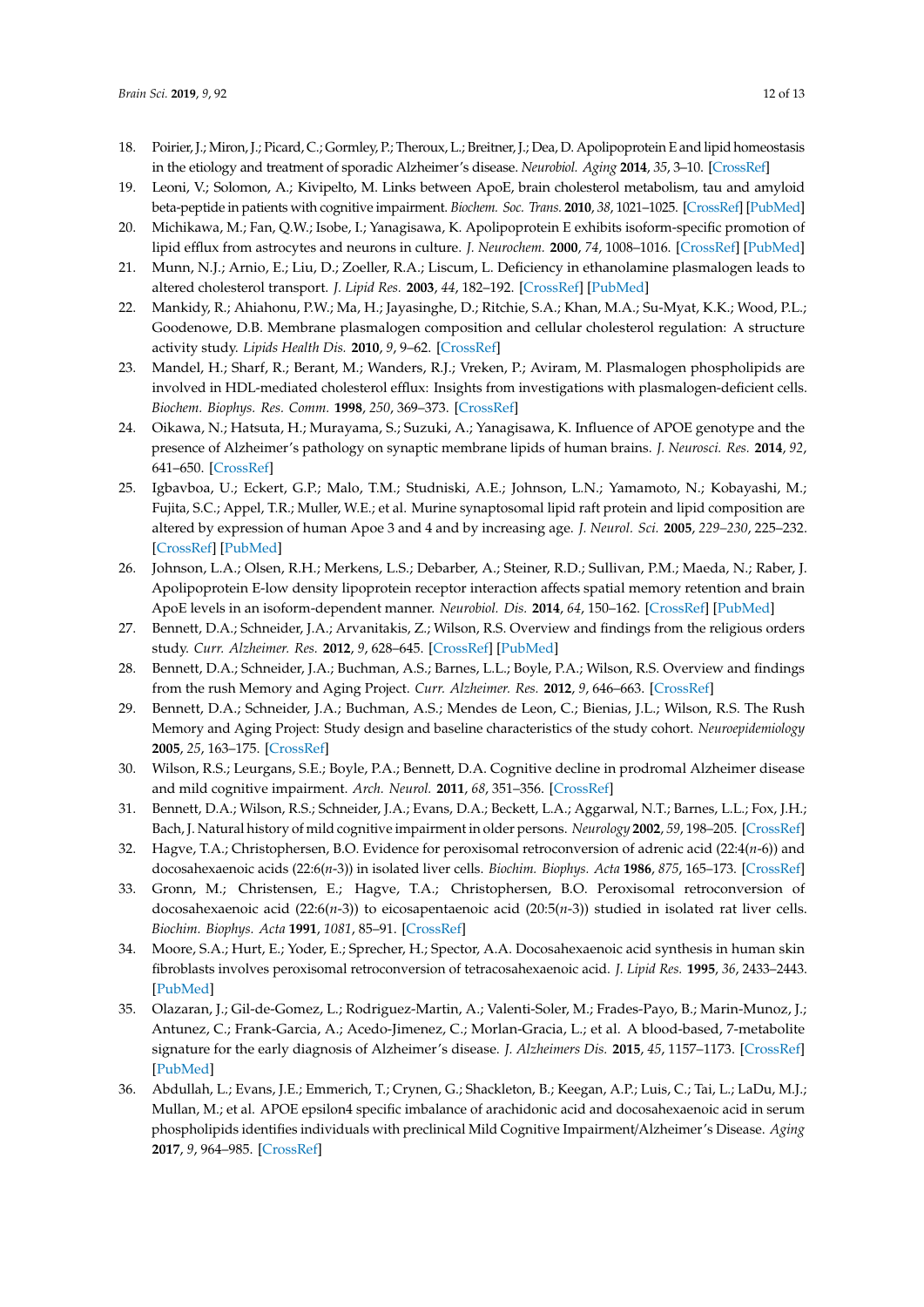18. Poirier, J.; Miron, J.; Picard, C.; Gormley, P.; Theroux, L.; Breitner, J.; Dea, D. Apolipoprotein E and lipid homeostasis in the etiology and treatment of sporadic Alzheimer's disease. *Neurobiol. Aging* **2014**, *35*, 3–10. [CrossRef]
19. Leoni, V.; Solomon, A.; Kivipelto, M. Links between ApoE, brain cholesterol metabolism, tau and amyloid beta-peptide in patients with cognitive impairment. *Biochem. Soc. Trans.* **2010**, *38*, 1021–1025. [CrossRef] [PubMed]
20. Michikawa, M.; Fan, Q.W.; Isobe, I.; Yanagisawa, K. Apolipoprotein E exhibits isoform-specific promotion of lipid efflux from astrocytes and neurons in culture. *J. Neurochem.* **2000**, *74*, 1008–1016. [CrossRef] [PubMed]
21. Munn, N.J.; Arnio, E.; Liu, D.; Zoeller, R.A.; Liscum, L. Deficiency in ethanolamine plasmalogen leads to altered cholesterol transport. *J. Lipid Res.* **2003**, *44*, 182–192. [CrossRef] [PubMed]
22. Mankidy, R.; Ahiahonu, P.W.; Ma, H.; Jayasinghe, D.; Ritchie, S.A.; Khan, M.A.; Su-Myat, K.K.; Wood, P.L.; Goodenowe, D.B. Membrane plasmalogen composition and cellular cholesterol regulation: A structure activity study. *Lipids Health Dis.* **2010**, *9*, 9–62. [CrossRef]
23. Mandel, H.; Sharf, R.; Berant, M.; Wanders, R.J.; Vreken, P.; Aviram, M. Plasmalogen phospholipids are involved in HDL-mediated cholesterol efflux: Insights from investigations with plasmalogen-deficient cells. *Biochem. Biophys. Res. Comm.* **1998**, *250*, 369–373. [CrossRef]
24. Oikawa, N.; Hatsuta, H.; Murayama, S.; Suzuki, A.; Yanagisawa, K. Influence of APOE genotype and the presence of Alzheimer's pathology on synaptic membrane lipids of human brains. *J. Neurosci. Res.* **2014**, *92*, 641–650. [CrossRef]
25. Igbavboa, U.; Eckert, G.P.; Malo, T.M.; Studniski, A.E.; Johnson, L.N.; Yamamoto, N.; Kobayashi, M.; Fujita, S.C.; Appel, T.R.; Muller, W.E.; et al. Murine synaptosomal lipid raft protein and lipid composition are altered by expression of human Apoe 3 and 4 and by increasing age. *J. Neurol. Sci.* **2005**, *229–230*, 225–232. [CrossRef] [PubMed]
26. Johnson, L.A.; Olsen, R.H.; Merkens, L.S.; Debarber, A.; Steiner, R.D.; Sullivan, P.M.; Maeda, N.; Raber, J. Apolipoprotein E-low density lipoprotein receptor interaction affects spatial memory retention and brain ApoE levels in an isoform-dependent manner. *Neurobiol. Dis.* **2014**, *64*, 150–162. [CrossRef] [PubMed]
27. Bennett, D.A.; Schneider, J.A.; Arvanitakis, Z.; Wilson, R.S. Overview and findings from the religious orders study. *Curr. Alzheimer. Res.* **2012**, *9*, 628–645. [CrossRef] [PubMed]
28. Bennett, D.A.; Schneider, J.A.; Buchman, A.S.; Barnes, L.L.; Boyle, P.A.; Wilson, R.S. Overview and findings from the rush Memory and Aging Project. *Curr. Alzheimer. Res.* **2012**, *9*, 646–663. [CrossRef]
29. Bennett, D.A.; Schneider, J.A.; Buchman, A.S.; Mendes de Leon, C.; Bienias, J.L.; Wilson, R.S. The Rush Memory and Aging Project: Study design and baseline characteristics of the study cohort. *Neuroepidemiology* **2005**, *25*, 163–175. [CrossRef]
30. Wilson, R.S.; Leurgans, S.E.; Boyle, P.A.; Bennett, D.A. Cognitive decline in prodromal Alzheimer disease and mild cognitive impairment. *Arch. Neurol.* **2011**, *68*, 351–356. [CrossRef]
31. Bennett, D.A.; Wilson, R.S.; Schneider, J.A.; Evans, D.A.; Beckett, L.A.; Aggarwal, N.T.; Barnes, L.L.; Fox, J.H.; Bach, J. Natural history of mild cognitive impairment in older persons. *Neurology* **2002**, *59*, 198–205. [CrossRef]
32. Hagve, T.A.; Christophersen, B.O. Evidence for peroxisomal retroconversion of adrenic acid (22:4(*n*-6)) and docosahexaenoic acids (22:6(*n*-3)) in isolated liver cells. *Biochim. Biophys. Acta* **1986**, *875*, 165–173. [CrossRef]
33. Gronn, M.; Christensen, E.; Hagve, T.A.; Christophersen, B.O. Peroxisomal retroconversion of docosahexaenoic acid (22:6(*n*-3)) to eicosapentaenoic acid (20:5(*n*-3)) studied in isolated rat liver cells. *Biochim. Biophys. Acta* **1991**, *1081*, 85–91. [CrossRef]
34. Moore, S.A.; Hurt, E.; Yoder, E.; Sprecher, H.; Spector, A.A. Docosahexaenoic acid synthesis in human skin fibroblasts involves peroxisomal retroconversion of tetracosahexaenoic acid. *J. Lipid Res.* **1995**, *36*, 2433–2443. [PubMed]
35. Olazaran, J.; Gil-de-Gomez, L.; Rodriguez-Martin, A.; Valenti-Soler, M.; Frades-Payo, B.; Marin-Munoz, J.; Antunez, C.; Frank-Garcia, A.; Acedo-Jimenez, C.; Morlan-Gracia, L.; et al. A blood-based, 7-metabolite signature for the early diagnosis of Alzheimer's disease. *J. Alzheimers Dis.* **2015**, *45*, 1157–1173. [CrossRef] [PubMed]
36. Abdullah, L.; Evans, J.E.; Emmerich, T.; Crynen, G.; Shackleton, B.; Keegan, A.P.; Luis, C.; Tai, L.; LaDu, M.J.; Mullan, M.; et al. APOE epsilon4 specific imbalance of arachidonic acid and docosahexaenoic acid in serum phospholipids identifies individuals with preclinical Mild Cognitive Impairment/Alzheimer's Disease. *Aging* **2017**, *9*, 964–985. [CrossRef]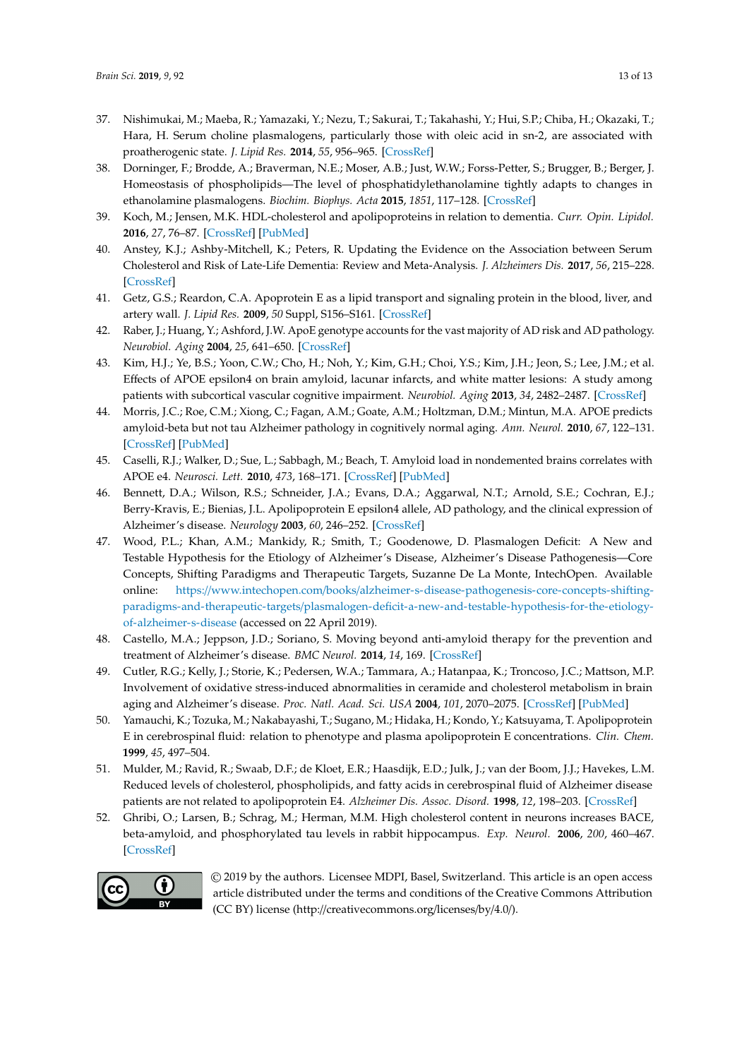37. Nishimukai, M.; Maeba, R.; Yamazaki, Y.; Nezu, T.; Sakurai, T.; Takahashi, Y.; Hui, S.P.; Chiba, H.; Okazaki, T.; Hara, H. Serum choline plasmalogens, particularly those with oleic acid in sn-2, are associated with proatherogenic state. *J. Lipid Res.* **2014**, *55*, 956–965. [CrossRef]
38. Dorninger, F.; Brodde, A.; Braverman, N.E.; Moser, A.B.; Just, W.W.; Forss-Petter, S.; Brugger, B.; Berger, J. Homeostasis of phospholipids—The level of phosphatidylethanolamine tightly adapts to changes in ethanolamine plasmalogens. *Biochim. Biophys. Acta* **2015**, *1851*, 117–128. [CrossRef]
39. Koch, M.; Jensen, M.K. HDL-cholesterol and apolipoproteins in relation to dementia. *Curr. Opin. Lipidol.* **2016**, *27*, 76–87. [CrossRef] [PubMed]
40. Anstey, K.J.; Ashby-Mitchell, K.; Peters, R. Updating the Evidence on the Association between Serum Cholesterol and Risk of Late-Life Dementia: Review and Meta-Analysis. *J. Alzheimers Dis.* **2017**, *56*, 215–228. [CrossRef]
41. Getz, G.S.; Reardon, C.A. Apoprotein E as a lipid transport and signaling protein in the blood, liver, and artery wall. *J. Lipid Res.* **2009**, *50* Suppl, S156–S161. [CrossRef]
42. Raber, J.; Huang, Y.; Ashford, J.W. ApoE genotype accounts for the vast majority of AD risk and AD pathology. *Neurobiol. Aging* **2004**, *25*, 641–650. [CrossRef]
43. Kim, H.J.; Ye, B.S.; Yoon, C.W.; Cho, H.; Noh, Y.; Kim, G.H.; Choi, Y.S.; Kim, J.H.; Jeon, S.; Lee, J.M.; et al. Effects of APOE epsilon4 on brain amyloid, lacunar infarcts, and white matter lesions: A study among patients with subcortical vascular cognitive impairment. *Neurobiol. Aging* **2013**, *34*, 2482–2487. [CrossRef]
44. Morris, J.C.; Roe, C.M.; Xiong, C.; Fagan, A.M.; Goate, A.M.; Holtzman, D.M.; Mintun, M.A. APOE predicts amyloid-beta but not tau Alzheimer pathology in cognitively normal aging. *Ann. Neurol.* **2010**, *67*, 122–131. [CrossRef] [PubMed]
45. Caselli, R.J.; Walker, D.; Sue, L.; Sabbagh, M.; Beach, T. Amyloid load in nondemented brains correlates with APOE e4. *Neurosci. Lett.* **2010**, *473*, 168–171. [CrossRef] [PubMed]
46. Bennett, D.A.; Wilson, R.S.; Schneider, J.A.; Evans, D.A.; Aggarwal, N.T.; Arnold, S.E.; Cochran, E.J.; Berry-Kravis, E.; Bienias, J.L. Apolipoprotein E epsilon4 allele, AD pathology, and the clinical expression of Alzheimer's disease. *Neurology* **2003**, *60*, 246–252. [CrossRef]
47. Wood, P.L.; Khan, A.M.; Mankidy, R.; Smith, T.; Goodenowe, D. Plasmalogen Deficit: A New and Testable Hypothesis for the Etiology of Alzheimer's Disease, Alzheimer's Disease Pathogenesis—Core Concepts, Shifting Paradigms and Therapeutic Targets, Suzanne De La Monte, IntechOpen. Available online: https://www.intechopen.com/books/alzheimer-s-disease-pathogenesis-core-concepts-shifting-paradigms-and-therapeutic-targets/plasmalogen-deficit-a-new-and-testable-hypothesis-for-the-etiology-of-alzheimer-s-disease (accessed on 22 April 2019).
48. Castello, M.A.; Jeppson, J.D.; Soriano, S. Moving beyond anti-amyloid therapy for the prevention and treatment of Alzheimer's disease. *BMC Neurol.* **2014**, *14*, 169. [CrossRef]
49. Cutler, R.G.; Kelly, J.; Storie, K.; Pedersen, W.A.; Tammara, A.; Hatanpaa, K.; Troncoso, J.C.; Mattson, M.P. Involvement of oxidative stress-induced abnormalities in ceramide and cholesterol metabolism in brain aging and Alzheimer's disease. *Proc. Natl. Acad. Sci. USA* **2004**, *101*, 2070–2075. [CrossRef] [PubMed]
50. Yamauchi, K.; Tozuka, M.; Nakabayashi, T.; Sugano, M.; Hidaka, H.; Kondo, Y.; Katsuyama, T. Apolipoprotein E in cerebrospinal fluid: relation to phenotype and plasma apolipoprotein E concentrations. *Clin. Chem.* **1999**, *45*, 497–504.
51. Mulder, M.; Ravid, R.; Swaab, D.F.; de Kloet, E.R.; Haasdijk, E.D.; Julk, J.; van der Boom, J.J.; Havekes, L.M. Reduced levels of cholesterol, phospholipids, and fatty acids in cerebrospinal fluid of Alzheimer disease patients are not related to apolipoprotein E4. *Alzheimer Dis. Assoc. Disord.* **1998**, *12*, 198–203. [CrossRef]
52. Ghribi, O.; Larsen, B.; Schrag, M.; Herman, M.M. High cholesterol content in neurons increases BACE, beta-amyloid, and phosphorylated tau levels in rabbit hippocampus. *Exp. Neurol.* **2006**, *200*, 460–467. [CrossRef]

© 2019 by the authors. Licensee MDPI, Basel, Switzerland. This article is an open access article distributed under the terms and conditions of the Creative Commons Attribution (CC BY) license (http://creativecommons.org/licenses/by/4.0/).